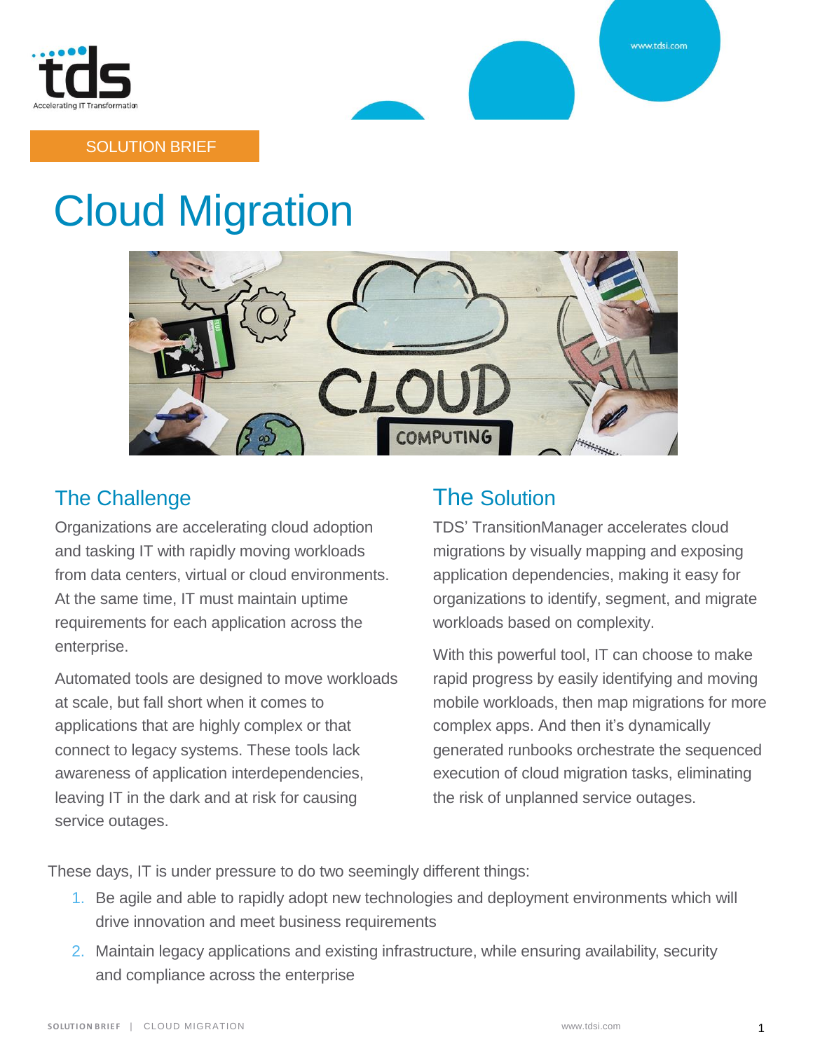SOLUTION BRIEF

# Cloud Migration

## The Challenge

Organizations are accelerating cloud adoption and tasking IT with rapidly moving workloads from data centers, virtual or cloud environments. At the same time, IT must maintain uptime requirements for each application across the enterprise.

Automated tools are designed to move workloads at scale, but fall short when it comes to applications that are highly complex or that connect to legacy systems. These tools lack awareness of application interdependencies, leaving IT in the dark and at risk for causing service outages.

## The Solution

TDS' TransitionManager accelerates cloud migrations by visually mapping and exposing application dependencies, making it easy for organizations to identify, segment, and migrate workloads based on complexity.

With this powerful tool, IT can choose to make rapid progress by easily identifying and moving mobile workloads, then map migrations for more complex apps. And then it's dynamically generated runbooks orchestrate the sequenced execution of cloud migration tasks, eliminating the risk of unplanned service outages.

These days, IT is under pressure to do two seemingly different things:

1. Be agile and able to rapidly adopt new technologies and deployment environments which will drive innovation and meet business requirements
2. Maintain legacy applications and existing infrastructure, while ensuring availability, security and compliance across the enterprise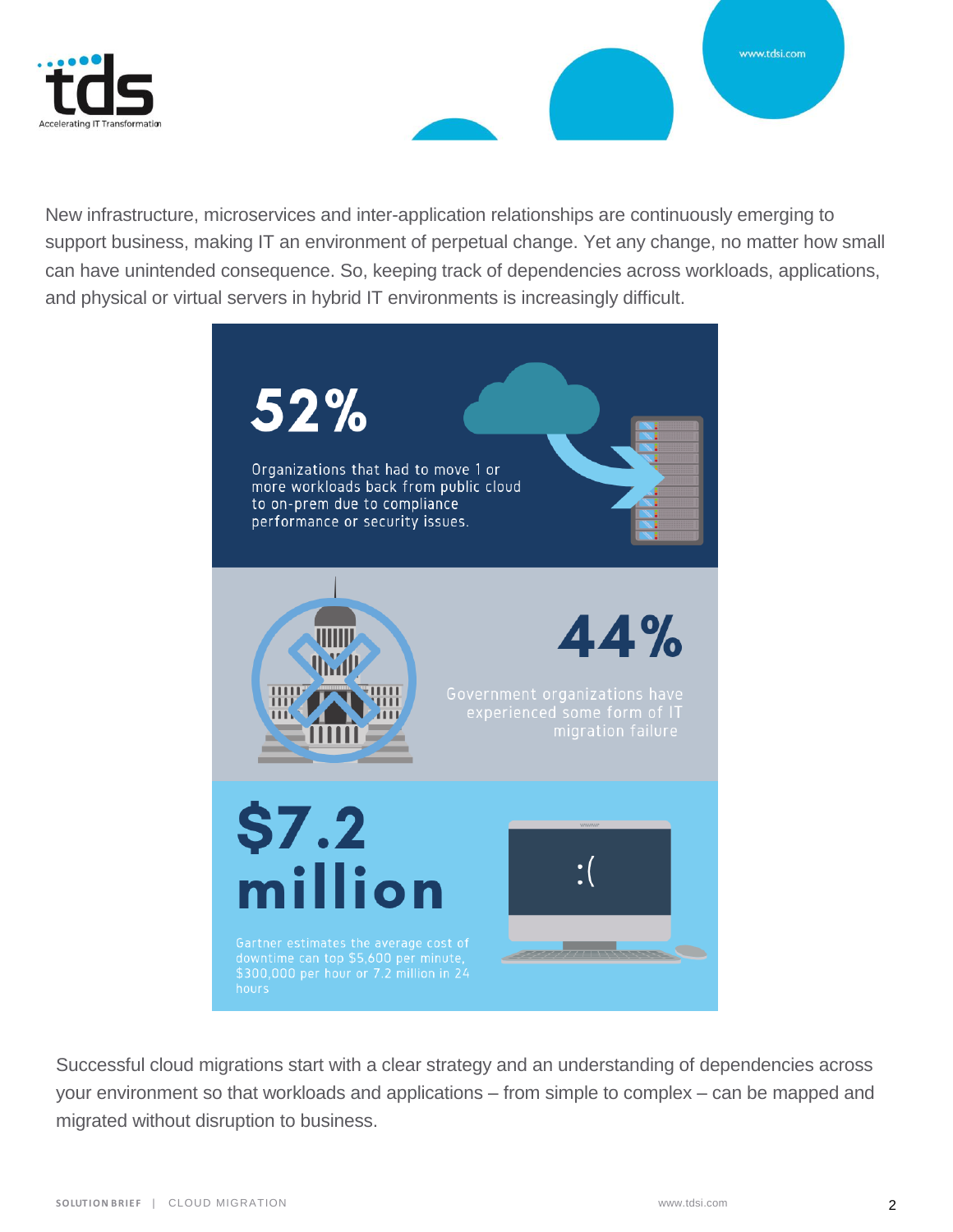New infrastructure, microservices and inter-application relationships are continuously emerging to support business, making IT an environment of perpetual change. Yet any change, no matter how small can have unintended consequence. So, keeping track of dependencies across workloads, applications, and physical or virtual servers in hybrid IT environments is increasingly difficult.

**52%**

Organizations that had to move 1 or more workloads back from public cloud to on-prem due to compliance performance or security issues.

**44%**

Government organizations have experienced some form of IT migration failure

**$7.2 million**

Gartner estimates the average cost of downtime can top $5,600 per minute, $300,000 per hour or 7.2 million in 24 hours

Successful cloud migrations start with a clear strategy and an understanding of dependencies across your environment so that workloads and applications – from simple to complex – can be mapped and migrated without disruption to business.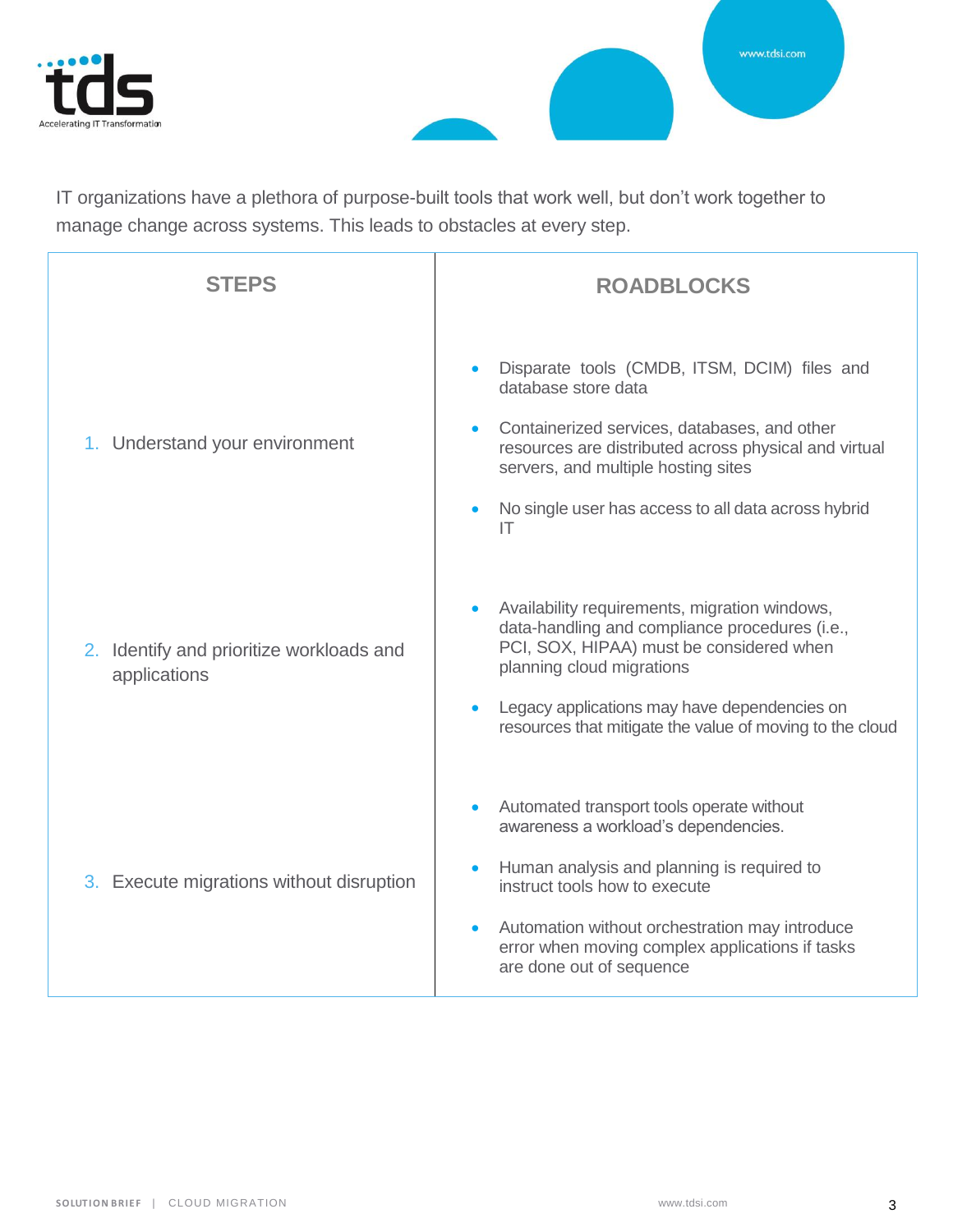IT organizations have a plethora of purpose-built tools that work well, but don't work together to manage change across systems. This leads to obstacles at every step.

| STEPS | ROADBLOCKS |
|---|---|
| 1. Understand your environment | • Disparate tools (CMDB, ITSM, DCIM) files and database store data<br>• Containerized services, databases, and other resources are distributed across physical and virtual servers, and multiple hosting sites<br>• No single user has access to all data across hybrid IT |
| 2. Identify and prioritize workloads and applications | • Availability requirements, migration windows, data-handling and compliance procedures (i.e., PCI, SOX, HIPAA) must be considered when planning cloud migrations<br>• Legacy applications may have dependencies on resources that mitigate the value of moving to the cloud |
| 3. Execute migrations without disruption | • Automated transport tools operate without awareness a workload's dependencies.<br>• Human analysis and planning is required to instruct tools how to execute<br>• Automation without orchestration may introduce error when moving complex applications if tasks are done out of sequence |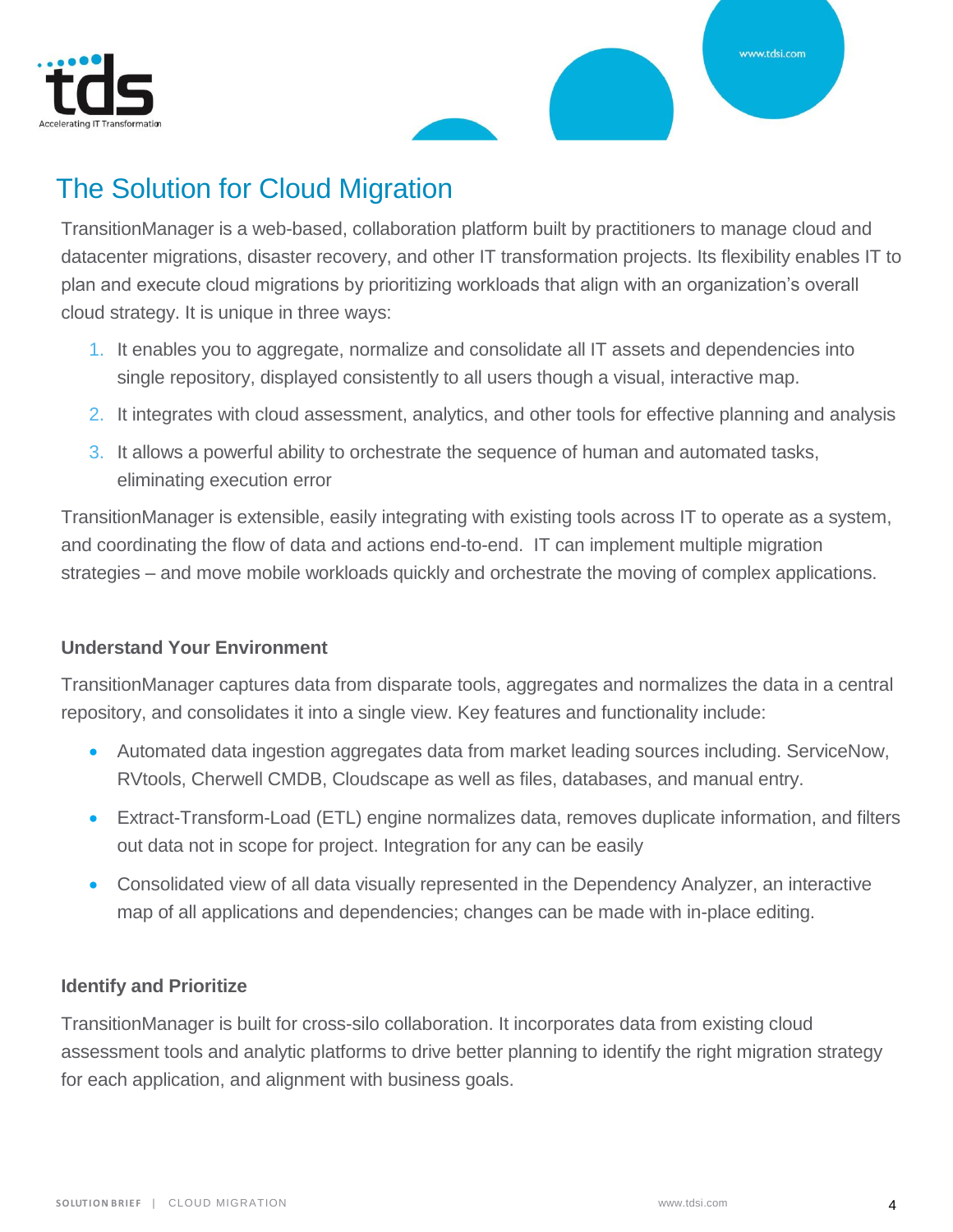## The Solution for Cloud Migration

TransitionManager is a web-based, collaboration platform built by practitioners to manage cloud and datacenter migrations, disaster recovery, and other IT transformation projects. Its flexibility enables IT to plan and execute cloud migrations by prioritizing workloads that align with an organization's overall cloud strategy. It is unique in three ways:

1. It enables you to aggregate, normalize and consolidate all IT assets and dependencies into single repository, displayed consistently to all users though a visual, interactive map.
2. It integrates with cloud assessment, analytics, and other tools for effective planning and analysis
3. It allows a powerful ability to orchestrate the sequence of human and automated tasks, eliminating execution error

TransitionManager is extensible, easily integrating with existing tools across IT to operate as a system, and coordinating the flow of data and actions end-to-end. IT can implement multiple migration strategies – and move mobile workloads quickly and orchestrate the moving of complex applications.

### Understand Your Environment

TransitionManager captures data from disparate tools, aggregates and normalizes the data in a central repository, and consolidates it into a single view. Key features and functionality include:

- Automated data ingestion aggregates data from market leading sources including. ServiceNow, RVtools, Cherwell CMDB, Cloudscape as well as files, databases, and manual entry.
- Extract-Transform-Load (ETL) engine normalizes data, removes duplicate information, and filters out data not in scope for project. Integration for any can be easily
- Consolidated view of all data visually represented in the Dependency Analyzer, an interactive map of all applications and dependencies; changes can be made with in-place editing.

### Identify and Prioritize

TransitionManager is built for cross-silo collaboration. It incorporates data from existing cloud assessment tools and analytic platforms to drive better planning to identify the right migration strategy for each application, and alignment with business goals.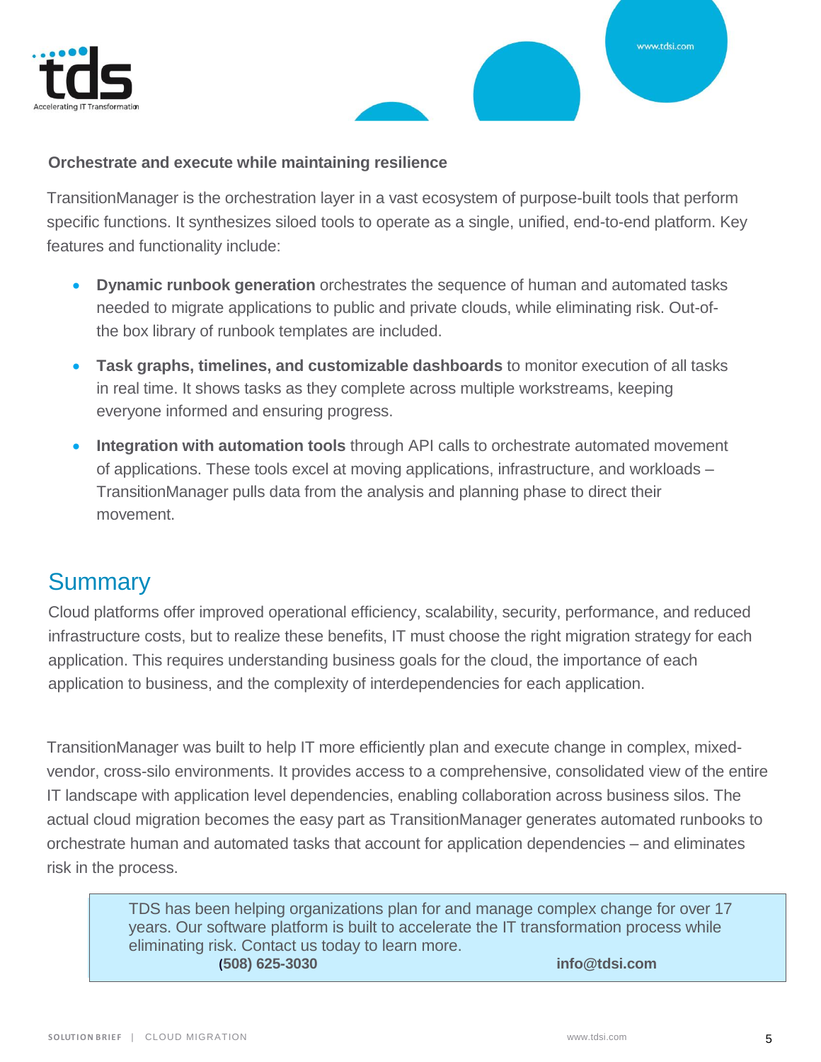**Orchestrate and execute while maintaining resilience**

TransitionManager is the orchestration layer in a vast ecosystem of purpose-built tools that perform specific functions. It synthesizes siloed tools to operate as a single, unified, end-to-end platform. Key features and functionality include:

- **Dynamic runbook generation** orchestrates the sequence of human and automated tasks needed to migrate applications to public and private clouds, while eliminating risk. Out-of-the box library of runbook templates are included.
- **Task graphs, timelines, and customizable dashboards** to monitor execution of all tasks in real time. It shows tasks as they complete across multiple workstreams, keeping everyone informed and ensuring progress.
- **Integration with automation tools** through API calls to orchestrate automated movement of applications. These tools excel at moving applications, infrastructure, and workloads – TransitionManager pulls data from the analysis and planning phase to direct their movement.

## Summary

Cloud platforms offer improved operational efficiency, scalability, security, performance, and reduced infrastructure costs, but to realize these benefits, IT must choose the right migration strategy for each application. This requires understanding business goals for the cloud, the importance of each application to business, and the complexity of interdependencies for each application.

TransitionManager was built to help IT more efficiently plan and execute change in complex, mixed-vendor, cross-silo environments. It provides access to a comprehensive, consolidated view of the entire IT landscape with application level dependencies, enabling collaboration across business silos. The actual cloud migration becomes the easy part as TransitionManager generates automated runbooks to orchestrate human and automated tasks that account for application dependencies – and eliminates risk in the process.

TDS has been helping organizations plan for and manage complex change for over 17 years. Our software platform is built to accelerate the IT transformation process while eliminating risk. Contact us today to learn more.

**(508) 625-3030** **info@tdsi.com**